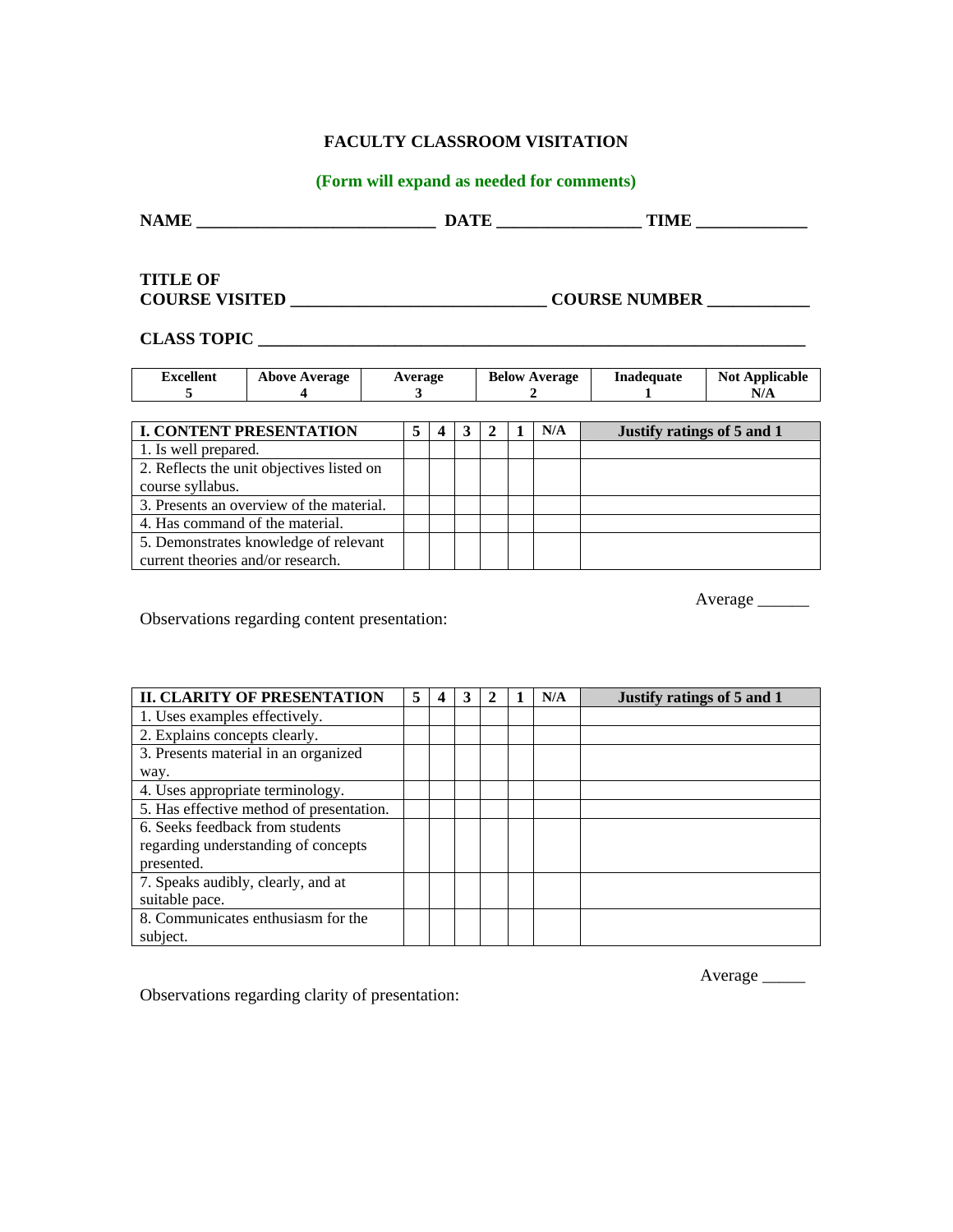# FACULTY CLASSROOM VISITATION

**(Form will expand as needed for comments)**

**NAME** ___________________________ **DATE** ________________ **TIME** ____________

**TITLE OF COURSE VISITED** _____________________________ **COURSE NUMBER** ___________

**CLASS TOPIC** ______________________________________________________________

| Excellent 5 | Above Average 4 | Average 3 | Below Average 2 | Inadequate 1 | Not Applicable N/A |
|---|---|---|---|---|---|

| I. CONTENT PRESENTATION | 5 | 4 | 3 | 2 | 1 | N/A | Justify ratings of 5 and 1 |
|---|---|---|---|---|---|---|---|
| 1. Is well prepared. | | | | | | | |
| 2. Reflects the unit objectives listed on course syllabus. | | | | | | | |
| 3. Presents an overview of the material. | | | | | | | |
| 4. Has command of the material. | | | | | | | |
| 5. Demonstrates knowledge of relevant current theories and/or research. | | | | | | | |

Average ______

Observations regarding content presentation:

| II. CLARITY OF PRESENTATION | 5 | 4 | 3 | 2 | 1 | N/A | Justify ratings of 5 and 1 |
|---|---|---|---|---|---|---|---|
| 1. Uses examples effectively. | | | | | | | |
| 2. Explains concepts clearly. | | | | | | | |
| 3. Presents material in an organized way. | | | | | | | |
| 4. Uses appropriate terminology. | | | | | | | |
| 5. Has effective method of presentation. | | | | | | | |
| 6. Seeks feedback from students regarding understanding of concepts presented. | | | | | | | |
| 7. Speaks audibly, clearly, and at suitable pace. | | | | | | | |
| 8. Communicates enthusiasm for the subject. | | | | | | | |

Average _____

Observations regarding clarity of presentation: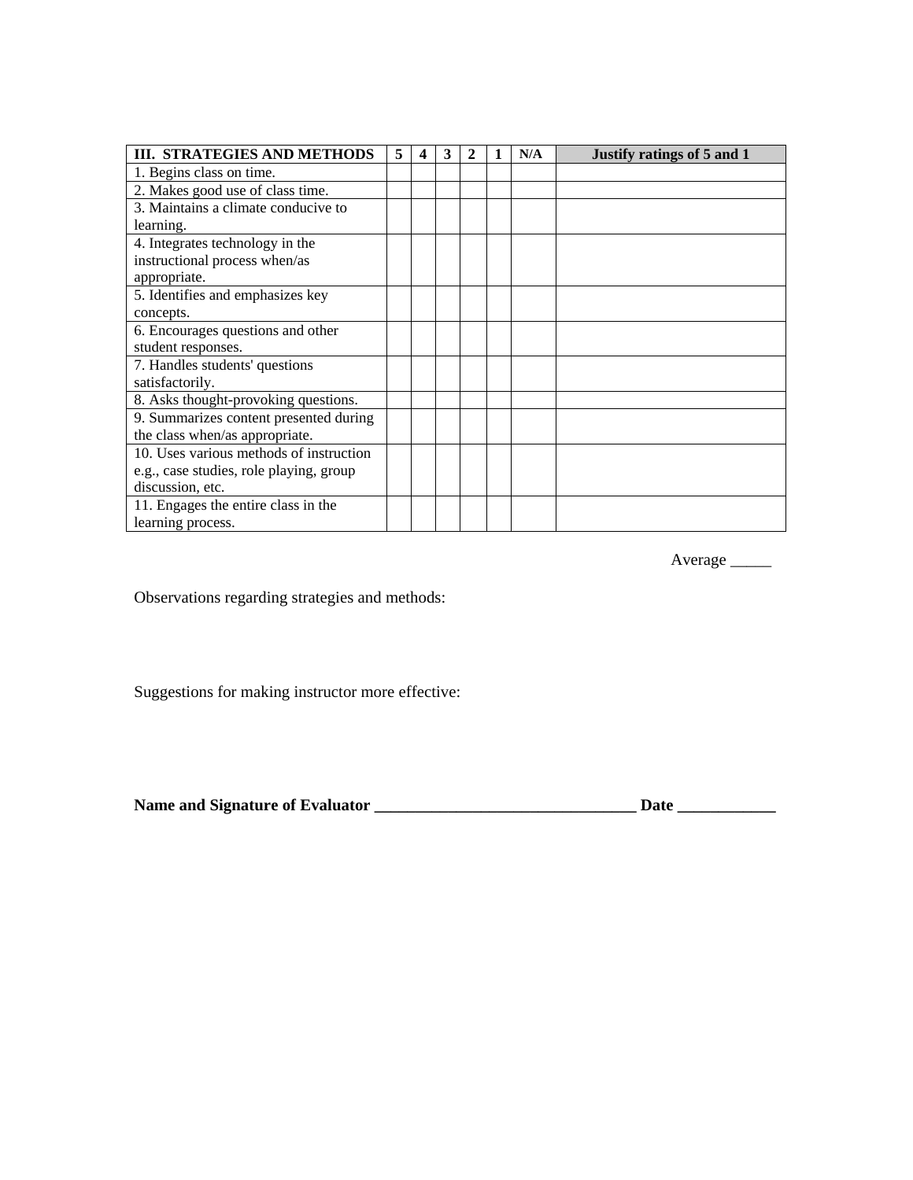| III. STRATEGIES AND METHODS | 5 | 4 | 3 | 2 | 1 | N/A | Justify ratings of 5 and 1 |
|---|---|---|---|---|---|---|---|
| 1. Begins class on time. | | | | | | | |
| 2. Makes good use of class time. | | | | | | | |
| 3. Maintains a climate conducive to learning. | | | | | | | |
| 4. Integrates technology in the instructional process when/as appropriate. | | | | | | | |
| 5. Identifies and emphasizes key concepts. | | | | | | | |
| 6. Encourages questions and other student responses. | | | | | | | |
| 7. Handles students' questions satisfactorily. | | | | | | | |
| 8. Asks thought-provoking questions. | | | | | | | |
| 9. Summarizes content presented during the class when/as appropriate. | | | | | | | |
| 10. Uses various methods of instruction e.g., case studies, role playing, group discussion, etc. | | | | | | | |
| 11. Engages the entire class in the learning process. | | | | | | | |

Average _____

Observations regarding strategies and methods:

Suggestions for making instructor more effective:

**Name and Signature of Evaluator ________________________________ Date ____________**